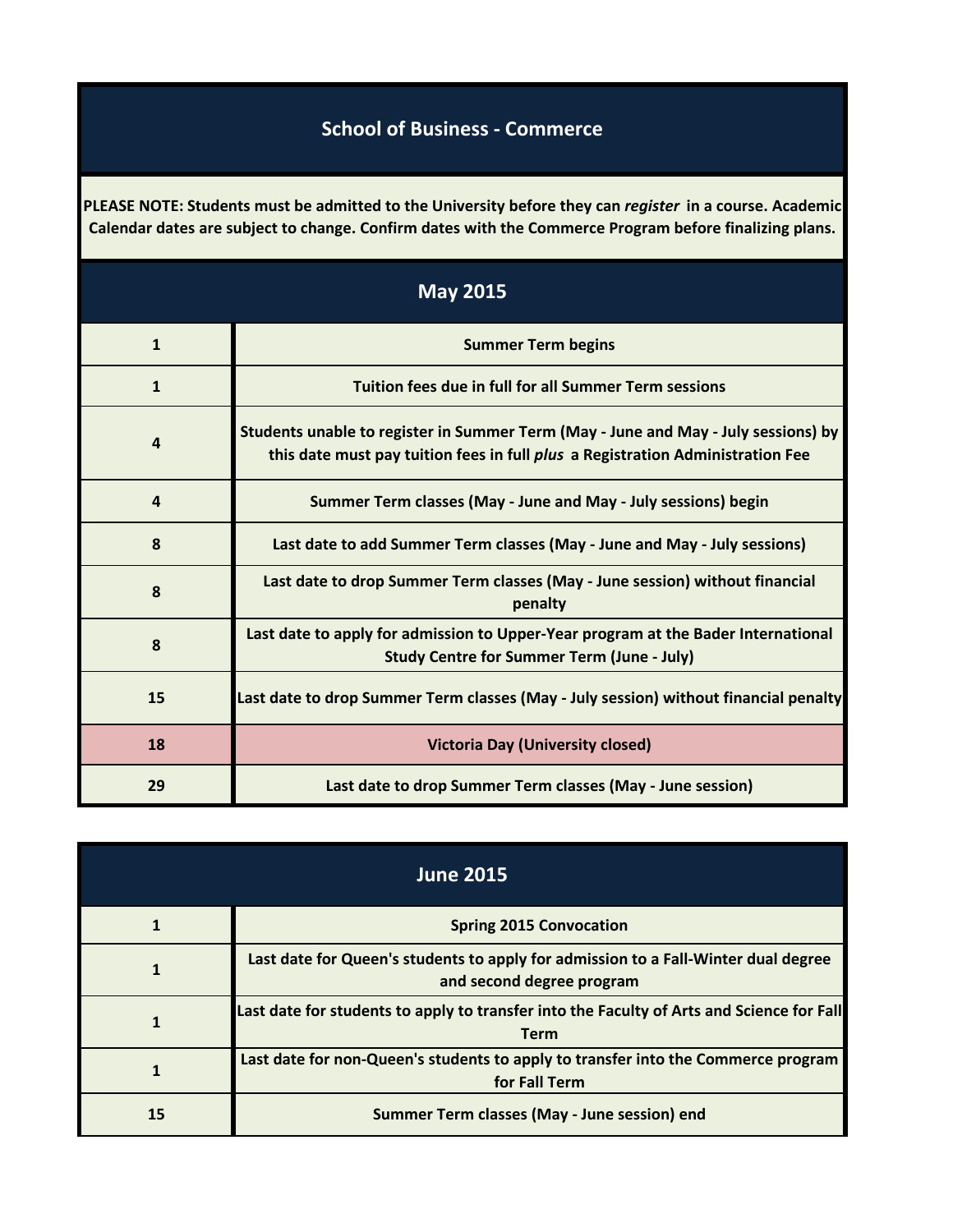# School of Business - Commerce

**PLEASE NOTE: Students must be admitted to the University before they can *register* in a course. Academic Calendar dates are subject to change. Confirm dates with the Commerce Program before finalizing plans.**

## May 2015

| Date | Event |
|---|---|
| 1 | Summer Term begins |
| 1 | Tuition fees due in full for all Summer Term sessions |
| 4 | Students unable to register in Summer Term (May - June and May - July sessions) by this date must pay tuition fees in full *plus* a Registration Administration Fee |
| 4 | Summer Term classes (May - June and May - July sessions) begin |
| 8 | Last date to add Summer Term classes (May - June and May - July sessions) |
| 8 | Last date to drop Summer Term classes (May - June session) without financial penalty |
| 8 | Last date to apply for admission to Upper-Year program at the Bader International Study Centre for Summer Term (June - July) |
| 15 | Last date to drop Summer Term classes (May - July session) without financial penalty |
| 18 | Victoria Day (University closed) |
| 29 | Last date to drop Summer Term classes (May - June session) |

## June 2015

| Date | Event |
|---|---|
| 1 | Spring 2015 Convocation |
| 1 | Last date for Queen's students to apply for admission to a Fall-Winter dual degree and second degree program |
| 1 | Last date for students to apply to transfer into the Faculty of Arts and Science for Fall Term |
| 1 | Last date for non-Queen's students to apply to transfer into the Commerce program for Fall Term |
| 15 | Summer Term classes (May - June session) end |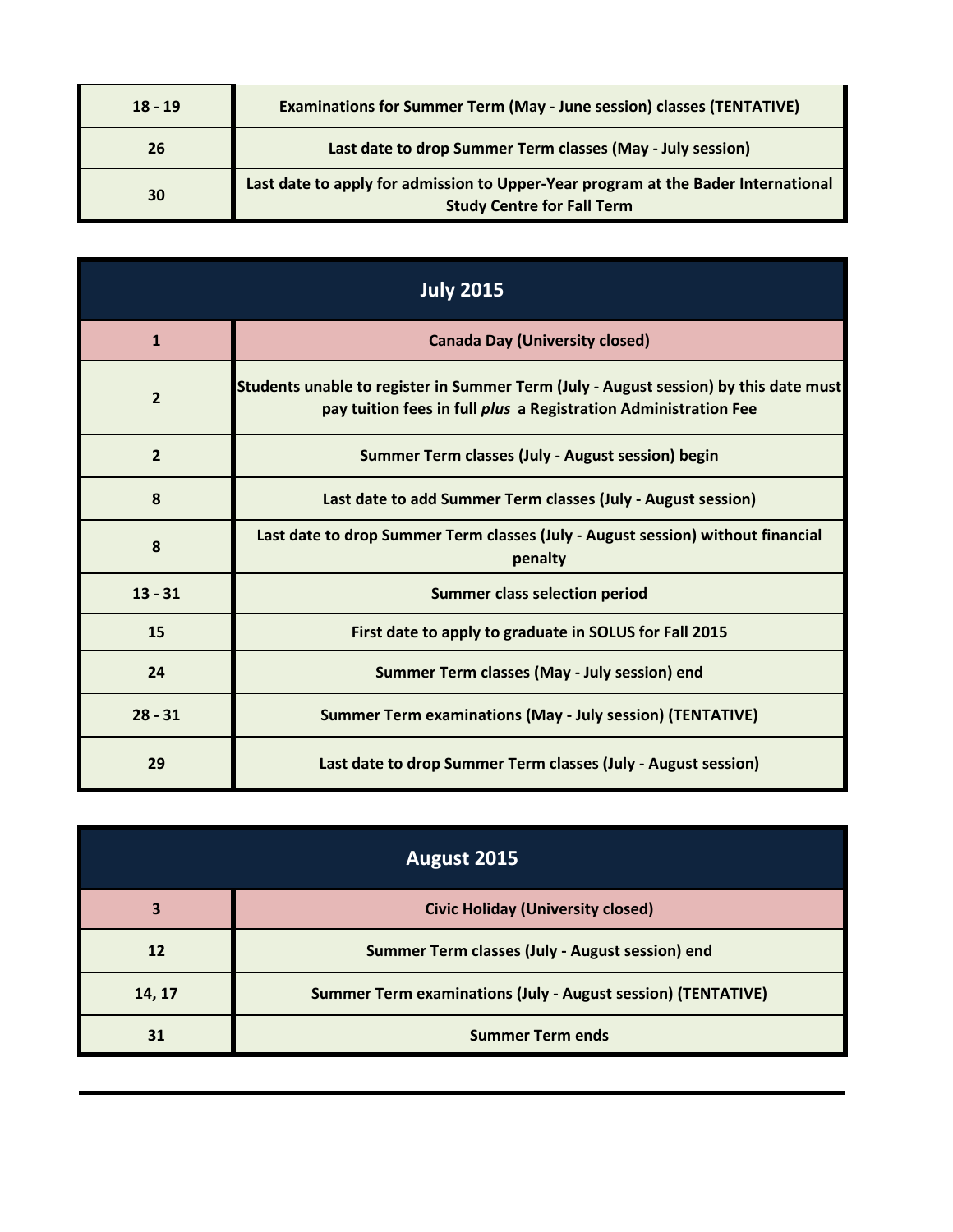| | |
|---|---|
| 18 - 19 | Examinations for Summer Term (May - June session) classes (TENTATIVE) |
| 26 | Last date to drop Summer Term classes (May - July session) |
| 30 | Last date to apply for admission to Upper-Year program at the Bader International Study Centre for Fall Term |

| July 2015 | |
|---|---|
| 1 | Canada Day (University closed) |
| 2 | Students unable to register in Summer Term (July - August session) by this date must pay tuition fees in full *plus* a Registration Administration Fee |
| 2 | Summer Term classes (July - August session) begin |
| 8 | Last date to add Summer Term classes (July - August session) |
| 8 | Last date to drop Summer Term classes (July - August session) without financial penalty |
| 13 - 31 | Summer class selection period |
| 15 | First date to apply to graduate in SOLUS for Fall 2015 |
| 24 | Summer Term classes (May - July session) end |
| 28 - 31 | Summer Term examinations (May - July session) (TENTATIVE) |
| 29 | Last date to drop Summer Term classes (July - August session) |

| August 2015 | |
|---|---|
| 3 | Civic Holiday (University closed) |
| 12 | Summer Term classes (July - August session) end |
| 14, 17 | Summer Term examinations (July - August session) (TENTATIVE) |
| 31 | Summer Term ends |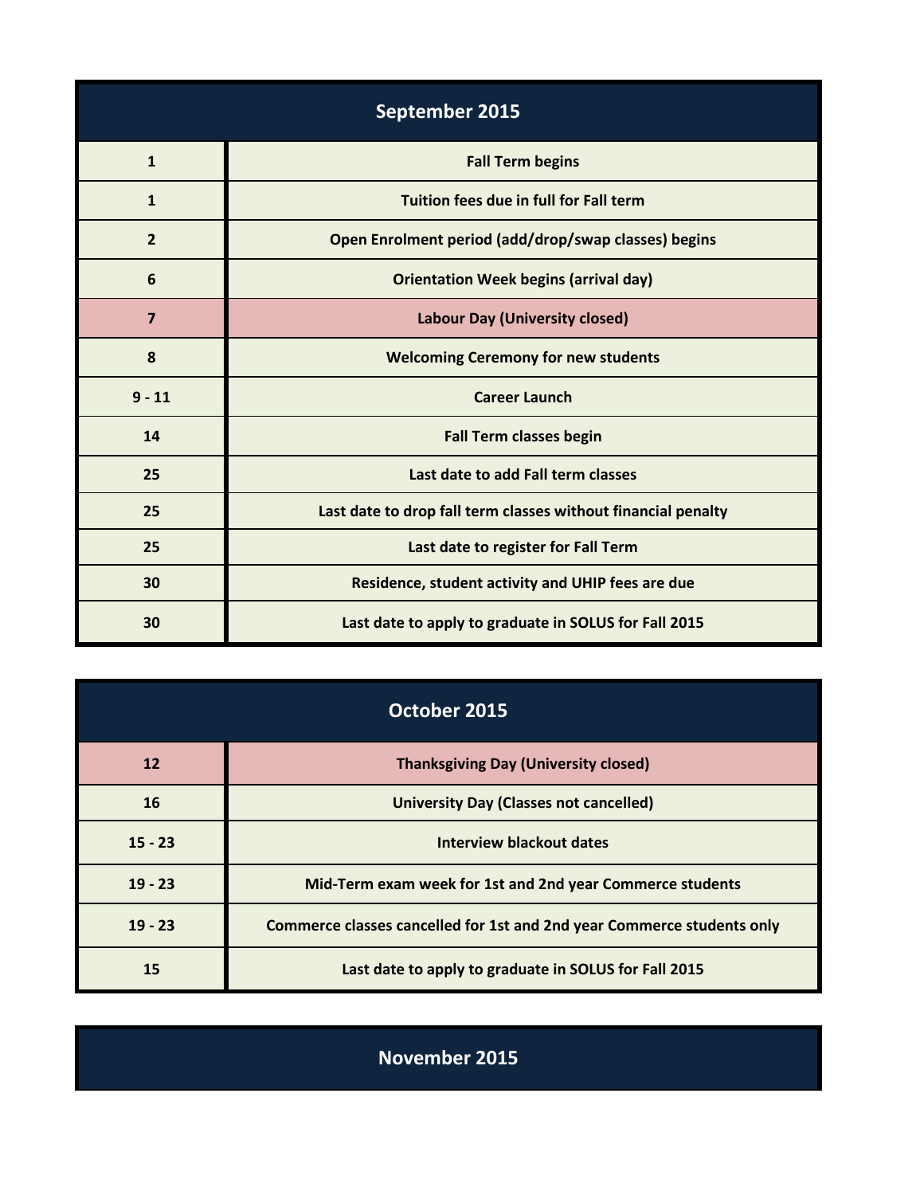| September 2015 | |
|---|---|
| 1 | Fall Term begins |
| 1 | Tuition fees due in full for Fall term |
| 2 | Open Enrolment period (add/drop/swap classes) begins |
| 6 | Orientation Week begins (arrival day) |
| 7 | Labour Day (University closed) |
| 8 | Welcoming Ceremony for new students |
| 9 - 11 | Career Launch |
| 14 | Fall Term classes begin |
| 25 | Last date to add Fall term classes |
| 25 | Last date to drop fall term classes without financial penalty |
| 25 | Last date to register for Fall Term |
| 30 | Residence, student activity and UHIP fees are due |
| 30 | Last date to apply to graduate in SOLUS for Fall 2015 |

| October 2015 | |
|---|---|
| 12 | Thanksgiving Day (University closed) |
| 16 | University Day (Classes not cancelled) |
| 15 - 23 | Interview blackout dates |
| 19 - 23 | Mid-Term exam week for 1st and 2nd year Commerce students |
| 19 - 23 | Commerce classes cancelled for 1st and 2nd year Commerce students only |
| 15 | Last date to apply to graduate in SOLUS for Fall 2015 |

| November 2015 |
|---|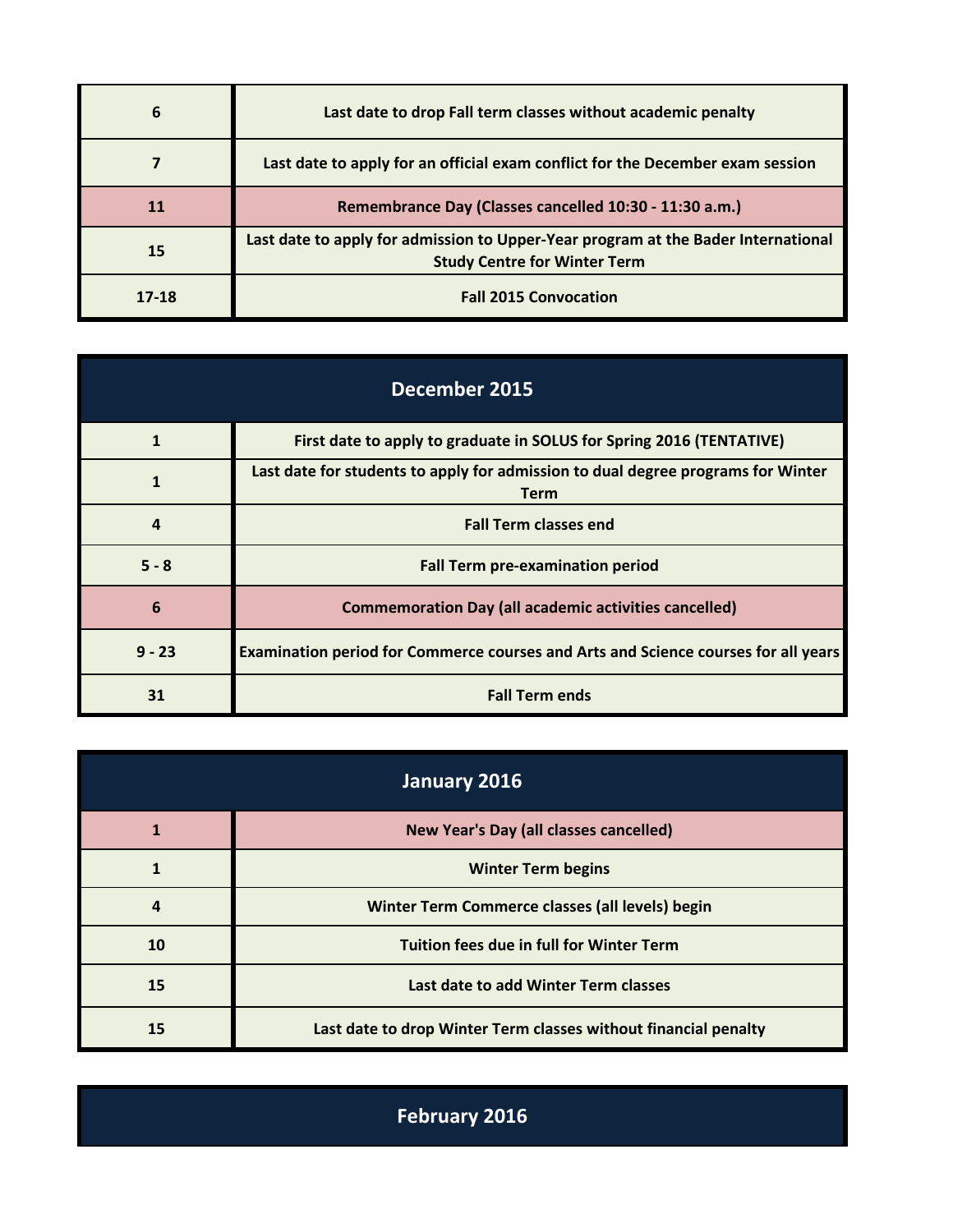| | |
|---|---|
| 6 | Last date to drop Fall term classes without academic penalty |
| 7 | Last date to apply for an official exam conflict for the December exam session |
| 11 | Remembrance Day (Classes cancelled 10:30 - 11:30 a.m.) |
| 15 | Last date to apply for admission to Upper-Year program at the Bader International Study Centre for Winter Term |
| 17-18 | Fall 2015 Convocation |

## December 2015

| | |
|---|---|
| 1 | First date to apply to graduate in SOLUS for Spring 2016 (TENTATIVE) |
| 1 | Last date for students to apply for admission to dual degree programs for Winter Term |
| 4 | Fall Term classes end |
| 5 - 8 | Fall Term pre-examination period |
| 6 | Commemoration Day (all academic activities cancelled) |
| 9 - 23 | Examination period for Commerce courses and Arts and Science courses for all years |
| 31 | Fall Term ends |

## January 2016

| | |
|---|---|
| 1 | New Year's Day (all classes cancelled) |
| 1 | Winter Term begins |
| 4 | Winter Term Commerce classes (all levels) begin |
| 10 | Tuition fees due in full for Winter Term |
| 15 | Last date to add Winter Term classes |
| 15 | Last date to drop Winter Term classes without financial penalty |

## February 2016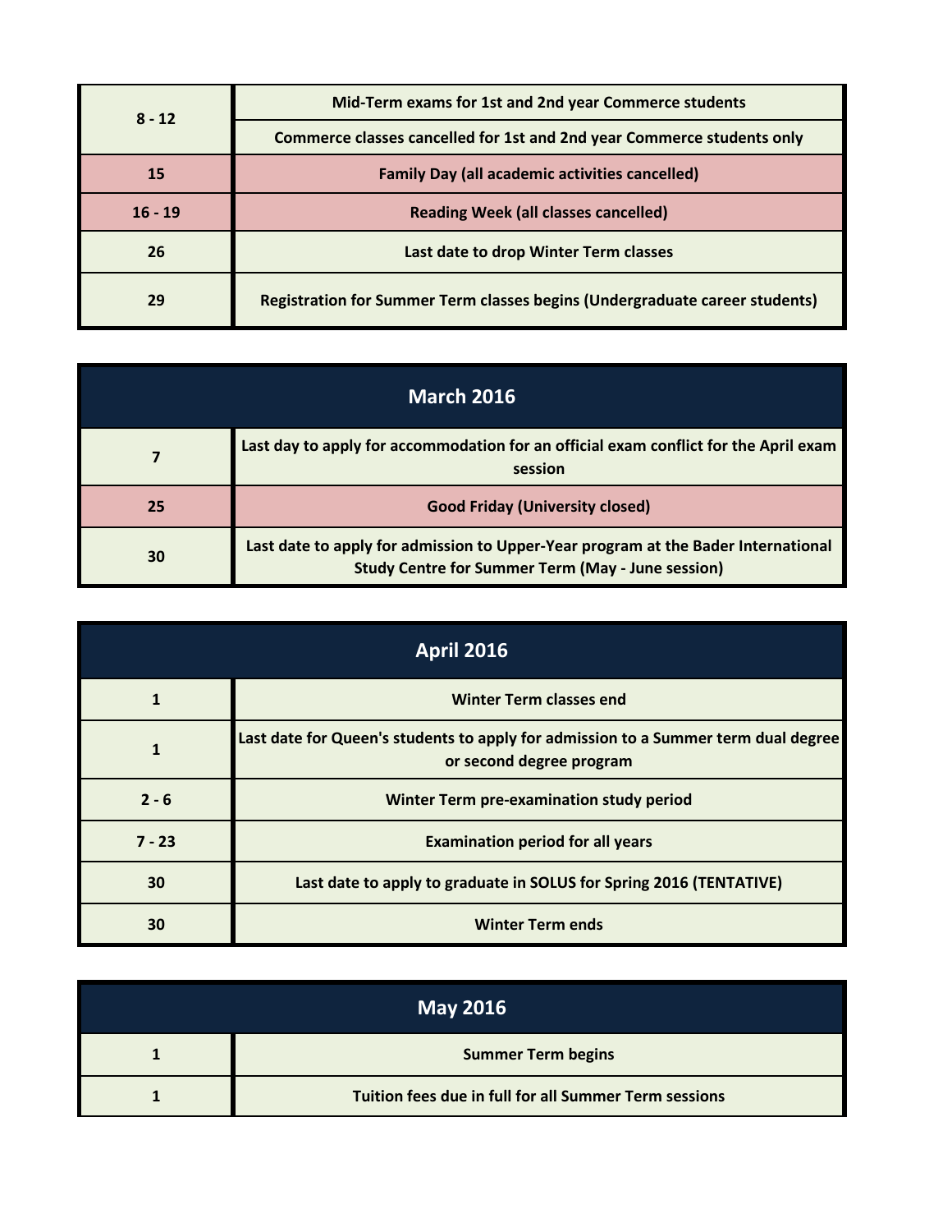| | |
|---|---|
| 8 - 12 | Mid-Term exams for 1st and 2nd year Commerce students |
| | Commerce classes cancelled for 1st and 2nd year Commerce students only |
| 15 | Family Day (all academic activities cancelled) |
| 16 - 19 | Reading Week (all classes cancelled) |
| 26 | Last date to drop Winter Term classes |
| 29 | Registration for Summer Term classes begins (Undergraduate career students) |

| March 2016 | |
|---|---|
| 7 | Last day to apply for accommodation for an official exam conflict for the April exam session |
| 25 | Good Friday (University closed) |
| 30 | Last date to apply for admission to Upper-Year program at the Bader International Study Centre for Summer Term (May - June session) |

| April 2016 | |
|---|---|
| 1 | Winter Term classes end |
| 1 | Last date for Queen's students to apply for admission to a Summer term dual degree or second degree program |
| 2 - 6 | Winter Term pre-examination study period |
| 7 - 23 | Examination period for all years |
| 30 | Last date to apply to graduate in SOLUS for Spring 2016 (TENTATIVE) |
| 30 | Winter Term ends |

| May 2016 | |
|---|---|
| 1 | Summer Term begins |
| 1 | Tuition fees due in full for all Summer Term sessions |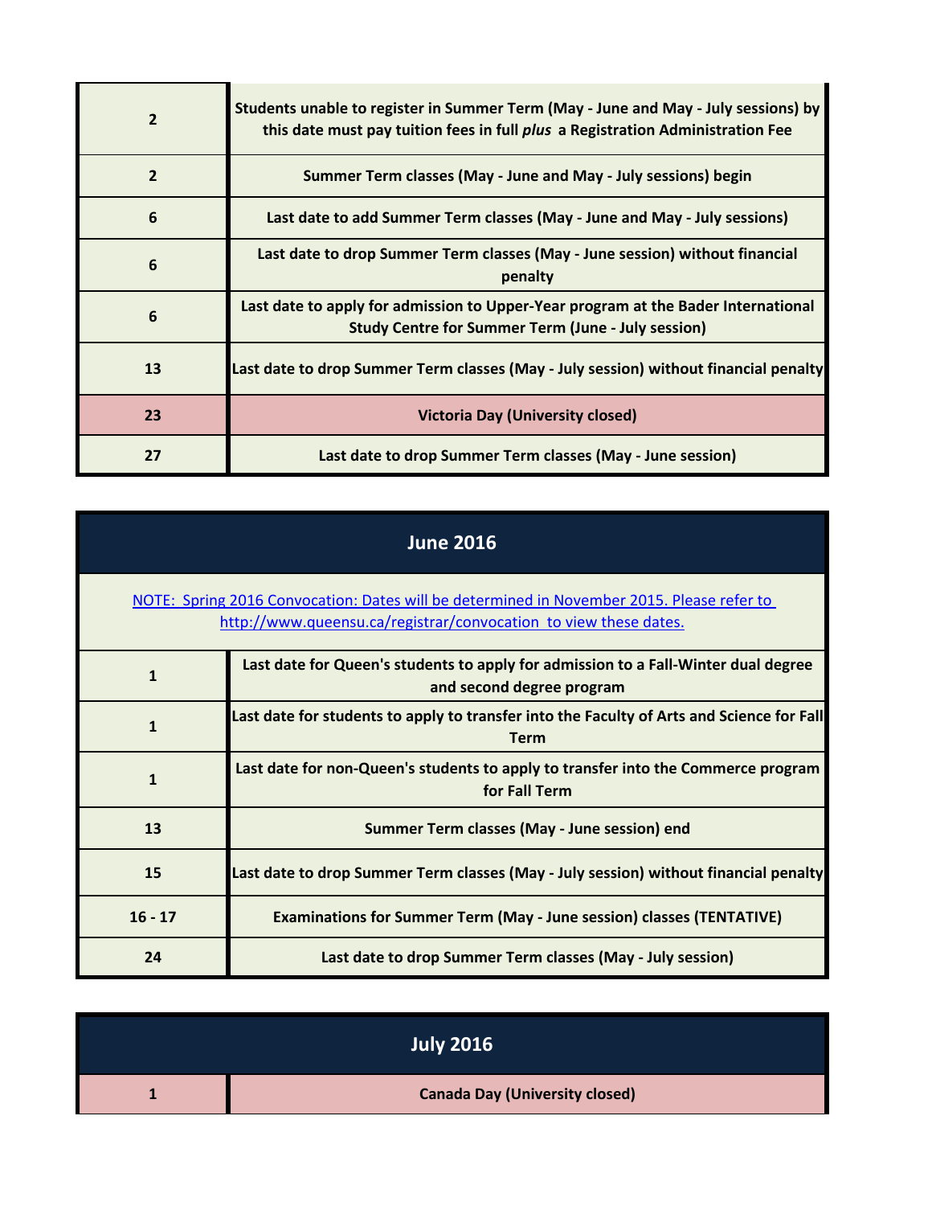| | |
|---|---|
| 2 | **Students unable to register in Summer Term (May - June and May - July sessions) by this date must pay tuition fees in full *plus* a Registration Administration Fee** |
| 2 | **Summer Term classes (May - June and May - July sessions) begin** |
| 6 | **Last date to add Summer Term classes (May - June and May - July sessions)** |
| 6 | **Last date to drop Summer Term classes (May - June session) without financial penalty** |
| 6 | **Last date to apply for admission to Upper-Year program at the Bader International Study Centre for Summer Term (June - July session)** |
| 13 | **Last date to drop Summer Term classes (May - July session) without financial penalty** |
| 23 | **Victoria Day (University closed)** |
| 27 | **Last date to drop Summer Term classes (May - June session)** |

## June 2016

[NOTE: Spring 2016 Convocation: Dates will be determined in November 2015. Please refer to http://www.queensu.ca/registrar/convocation to view these dates.](http://www.queensu.ca/registrar/convocation)

| | |
|---|---|
| 1 | **Last date for Queen's students to apply for admission to a Fall-Winter dual degree and second degree program** |
| 1 | **Last date for students to apply to transfer into the Faculty of Arts and Science for Fall Term** |
| 1 | **Last date for non-Queen's students to apply to transfer into the Commerce program for Fall Term** |
| 13 | **Summer Term classes (May - June session) end** |
| 15 | **Last date to drop Summer Term classes (May - July session) without financial penalty** |
| 16 - 17 | **Examinations for Summer Term (May - June session) classes (TENTATIVE)** |
| 24 | **Last date to drop Summer Term classes (May - July session)** |

## July 2016

| | |
|---|---|
| 1 | **Canada Day (University closed)** |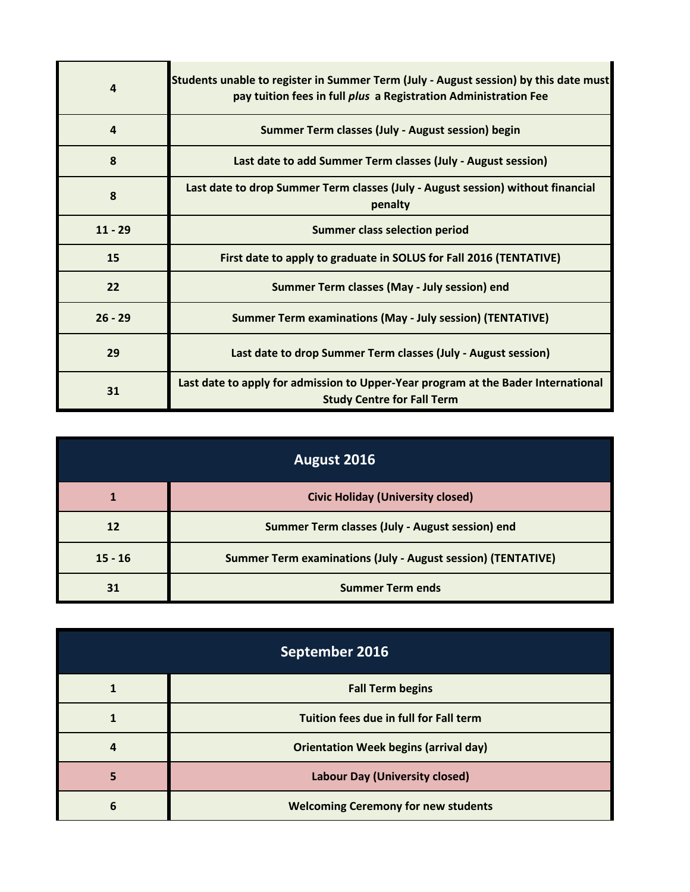| | |
|---|---|
| 4 | Students unable to register in Summer Term (July - August session) by this date must pay tuition fees in full *plus* a Registration Administration Fee |
| 4 | Summer Term classes (July - August session) begin |
| 8 | Last date to add Summer Term classes (July - August session) |
| 8 | Last date to drop Summer Term classes (July - August session) without financial penalty |
| 11 - 29 | Summer class selection period |
| 15 | First date to apply to graduate in SOLUS for Fall 2016 (TENTATIVE) |
| 22 | Summer Term classes (May - July session) end |
| 26 - 29 | Summer Term examinations (May - July session) (TENTATIVE) |
| 29 | Last date to drop Summer Term classes (July - August session) |
| 31 | Last date to apply for admission to Upper-Year program at the Bader International Study Centre for Fall Term |

## August 2016

| | |
|---|---|
| 1 | Civic Holiday (University closed) |
| 12 | Summer Term classes (July - August session) end |
| 15 - 16 | Summer Term examinations (July - August session) (TENTATIVE) |
| 31 | Summer Term ends |

## September 2016

| | |
|---|---|
| 1 | Fall Term begins |
| 1 | Tuition fees due in full for Fall term |
| 4 | Orientation Week begins (arrival day) |
| 5 | Labour Day (University closed) |
| 6 | Welcoming Ceremony for new students |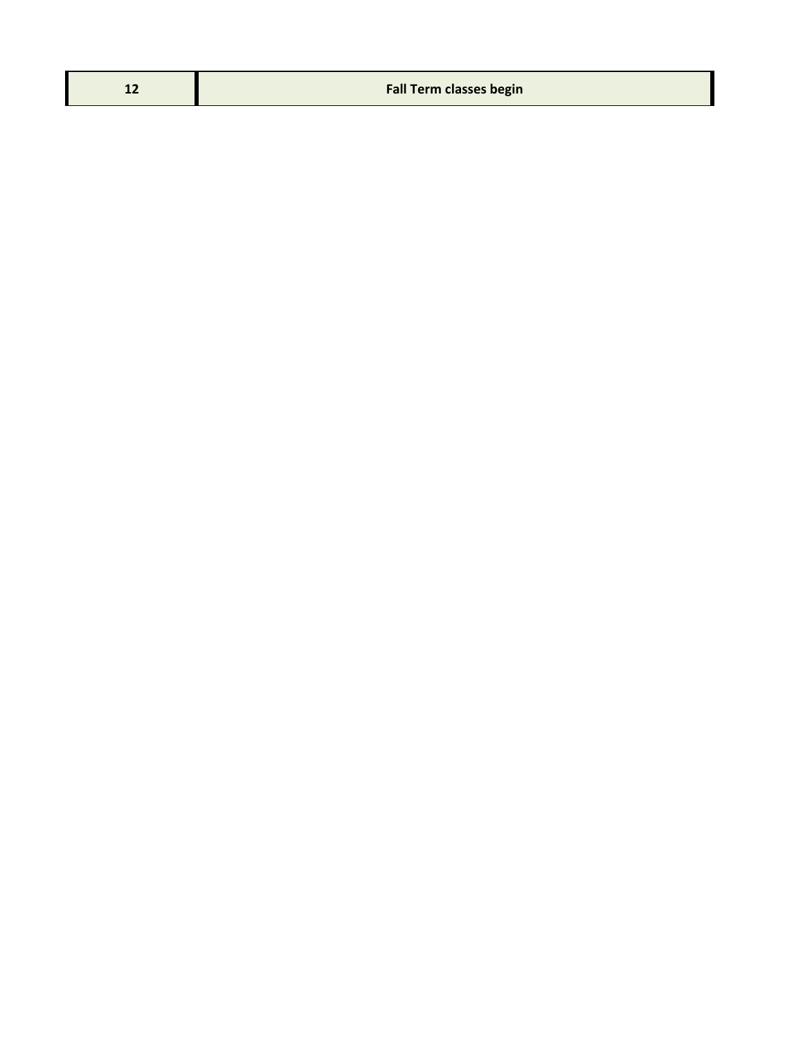| | |
|---|---|
| **12** | **Fall Term classes begin** |